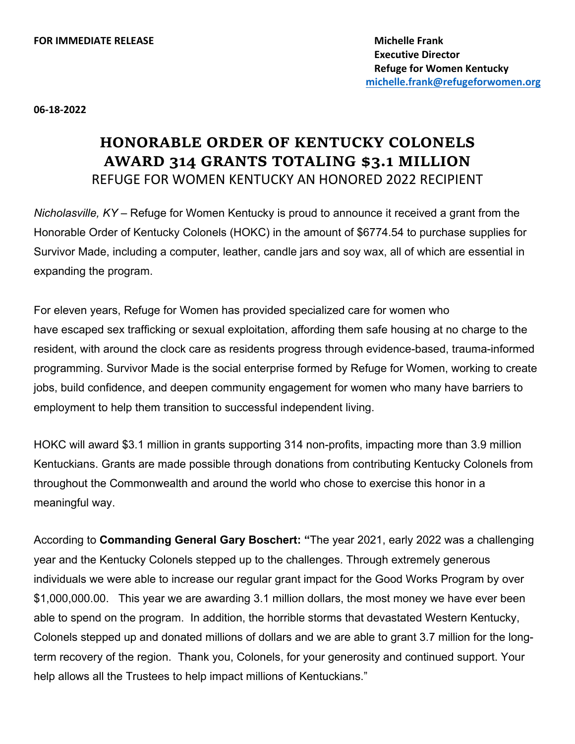**FOR IMMEDIATE RELEASE**

**Michelle Frank**
**Executive Director**
**Refuge for Women Kentucky**
**michelle.frank@refugeforwomen.org**

**06-18-2022**

# HONORABLE ORDER OF KENTUCKY COLONELS AWARD 314 GRANTS TOTALING $3.1 MILLION

## REFUGE FOR WOMEN KENTUCKY AN HONORED 2022 RECIPIENT

*Nicholasville, KY* – Refuge for Women Kentucky is proud to announce it received a grant from the Honorable Order of Kentucky Colonels (HOKC) in the amount of $6774.54 to purchase supplies for Survivor Made, including a computer, leather, candle jars and soy wax, all of which are essential in expanding the program.

For eleven years, Refuge for Women has provided specialized care for women who have escaped sex trafficking or sexual exploitation, affording them safe housing at no charge to the resident, with around the clock care as residents progress through evidence-based, trauma-informed programming. Survivor Made is the social enterprise formed by Refuge for Women, working to create jobs, build confidence, and deepen community engagement for women who many have barriers to employment to help them transition to successful independent living.

HOKC will award $3.1 million in grants supporting 314 non-profits, impacting more than 3.9 million Kentuckians. Grants are made possible through donations from contributing Kentucky Colonels from throughout the Commonwealth and around the world who chose to exercise this honor in a meaningful way.

According to **Commanding General Gary Boschert: "**The year 2021, early 2022 was a challenging year and the Kentucky Colonels stepped up to the challenges. Through extremely generous individuals we were able to increase our regular grant impact for the Good Works Program by over $1,000,000.00. This year we are awarding 3.1 million dollars, the most money we have ever been able to spend on the program. In addition, the horrible storms that devastated Western Kentucky, Colonels stepped up and donated millions of dollars and we are able to grant 3.7 million for the long-term recovery of the region. Thank you, Colonels, for your generosity and continued support. Your help allows all the Trustees to help impact millions of Kentuckians."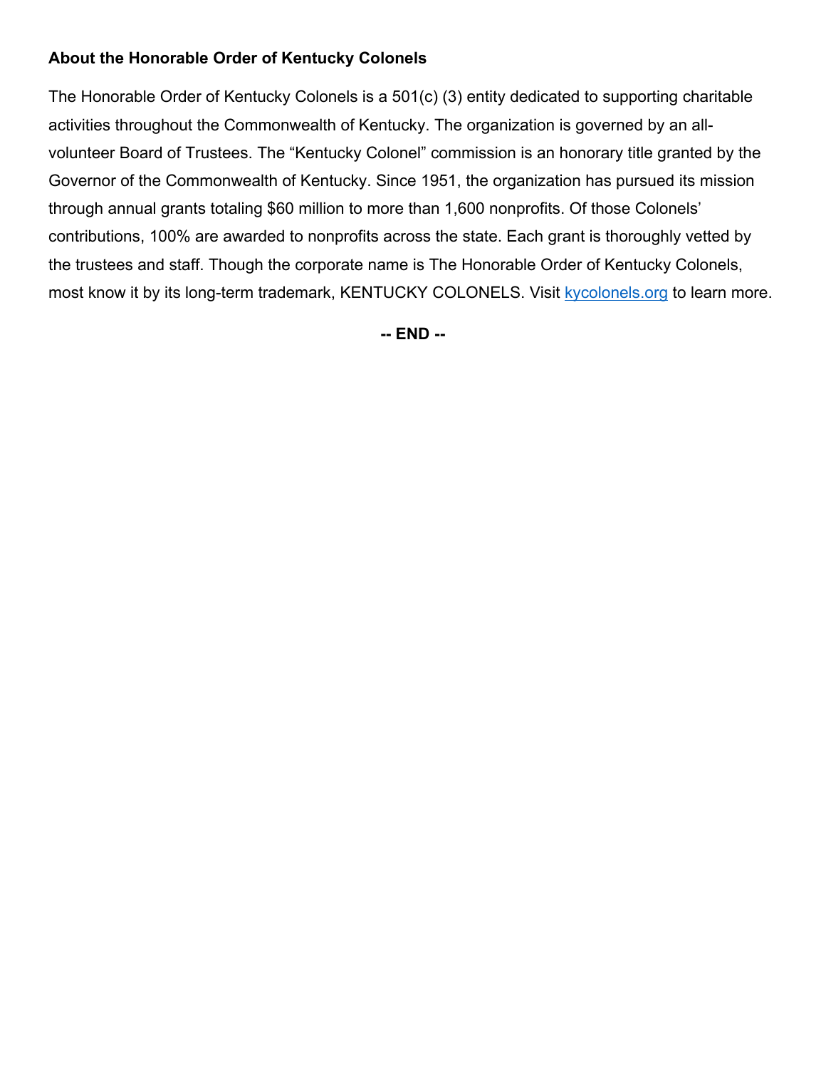**About the Honorable Order of Kentucky Colonels**

The Honorable Order of Kentucky Colonels is a 501(c) (3) entity dedicated to supporting charitable activities throughout the Commonwealth of Kentucky. The organization is governed by an all-volunteer Board of Trustees. The "Kentucky Colonel" commission is an honorary title granted by the Governor of the Commonwealth of Kentucky. Since 1951, the organization has pursued its mission through annual grants totaling $60 million to more than 1,600 nonprofits. Of those Colonels' contributions, 100% are awarded to nonprofits across the state. Each grant is thoroughly vetted by the trustees and staff. Though the corporate name is The Honorable Order of Kentucky Colonels, most know it by its long-term trademark, KENTUCKY COLONELS. Visit [kycolonels.org](kycolonels.org) to learn more.

**-- END --**